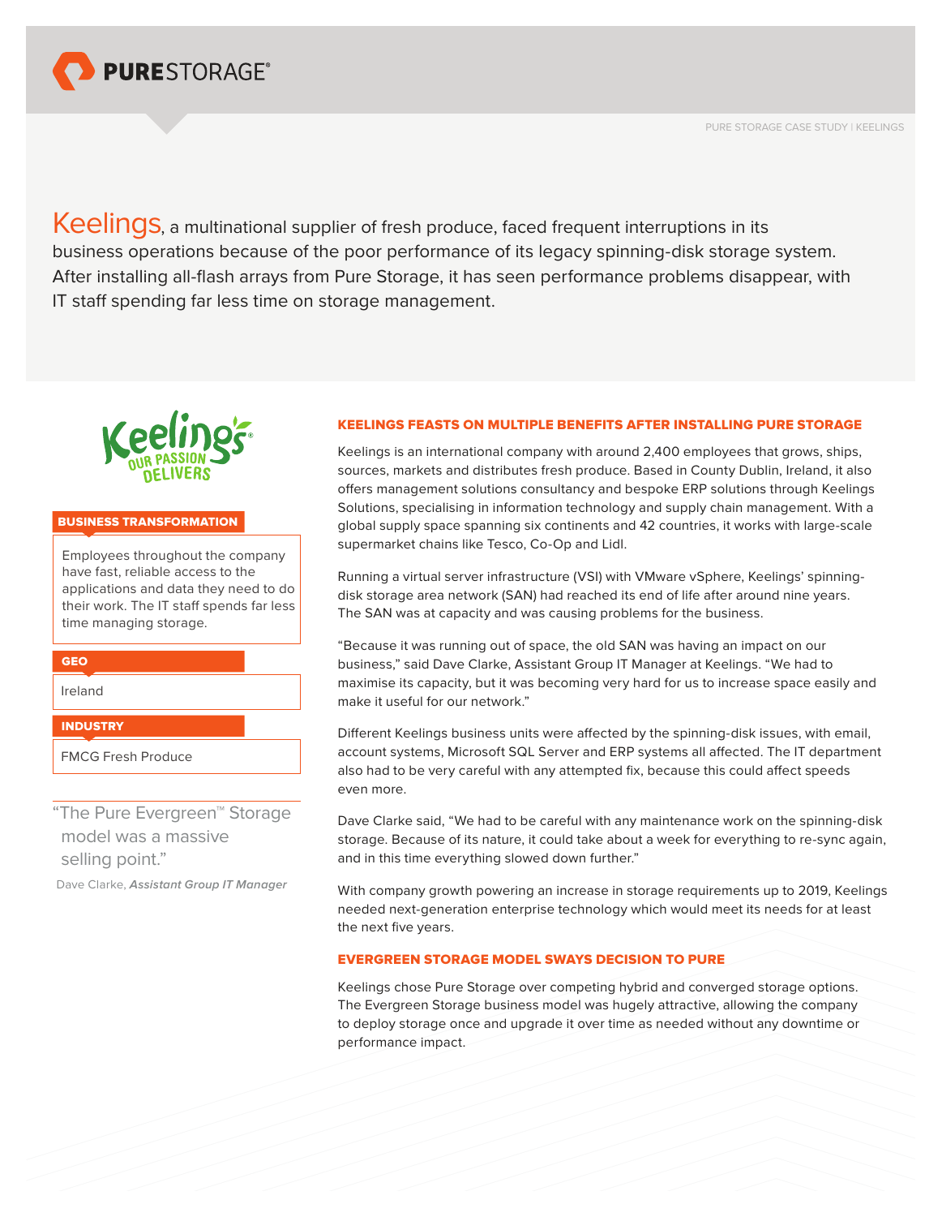PURE STORAGE CASE STUDY | KEELINGS

Keelings, a multinational supplier of fresh produce, faced frequent interruptions in its business operations because of the poor performance of its legacy spinning-disk storage system. After installing all-flash arrays from Pure Storage, it has seen performance problems disappear, with IT staff spending far less time on storage management.

**BUSINESS TRANSFORMATION**

Employees throughout the company have fast, reliable access to the applications and data they need to do their work. The IT staff spends far less time managing storage.

**GEO**

Ireland

**INDUSTRY**

FMCG Fresh Produce

"The Pure Evergreen™ Storage model was a massive selling point."

Dave Clarke, ***Assistant Group IT Manager***

## KEELINGS FEASTS ON MULTIPLE BENEFITS AFTER INSTALLING PURE STORAGE

Keelings is an international company with around 2,400 employees that grows, ships, sources, markets and distributes fresh produce. Based in County Dublin, Ireland, it also offers management solutions consultancy and bespoke ERP solutions through Keelings Solutions, specialising in information technology and supply chain management. With a global supply space spanning six continents and 42 countries, it works with large-scale supermarket chains like Tesco, Co-Op and Lidl.

Running a virtual server infrastructure (VSI) with VMware vSphere, Keelings' spinning-disk storage area network (SAN) had reached its end of life after around nine years. The SAN was at capacity and was causing problems for the business.

"Because it was running out of space, the old SAN was having an impact on our business," said Dave Clarke, Assistant Group IT Manager at Keelings. "We had to maximise its capacity, but it was becoming very hard for us to increase space easily and make it useful for our network."

Different Keelings business units were affected by the spinning-disk issues, with email, account systems, Microsoft SQL Server and ERP systems all affected. The IT department also had to be very careful with any attempted fix, because this could affect speeds even more.

Dave Clarke said, "We had to be careful with any maintenance work on the spinning-disk storage. Because of its nature, it could take about a week for everything to re-sync again, and in this time everything slowed down further."

With company growth powering an increase in storage requirements up to 2019, Keelings needed next-generation enterprise technology which would meet its needs for at least the next five years.

## EVERGREEN STORAGE MODEL SWAYS DECISION TO PURE

Keelings chose Pure Storage over competing hybrid and converged storage options. The Evergreen Storage business model was hugely attractive, allowing the company to deploy storage once and upgrade it over time as needed without any downtime or performance impact.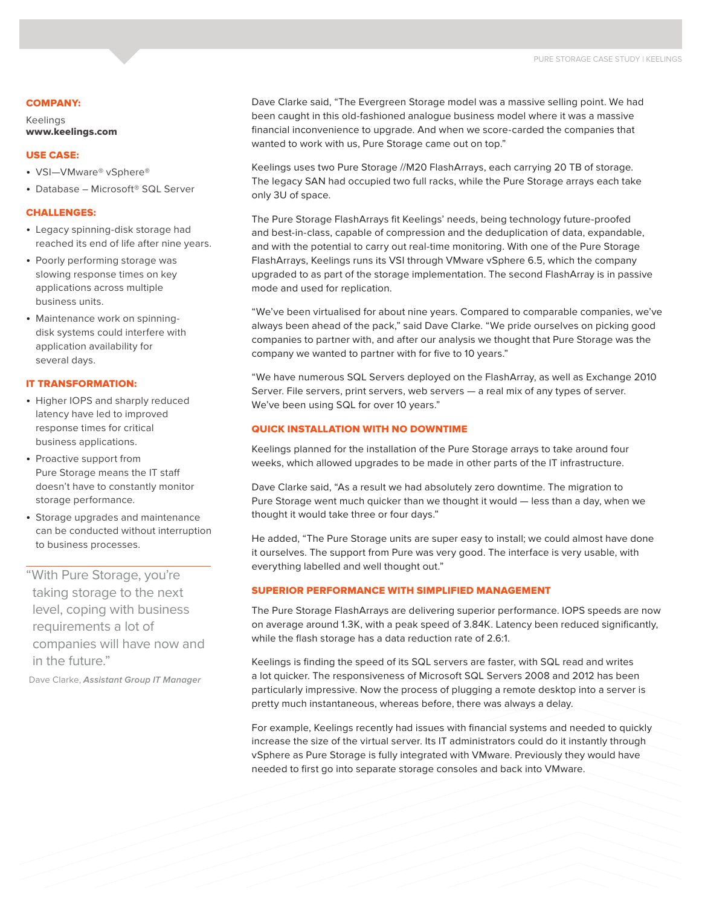**COMPANY:**

Keelings
**www.keelings.com**

**USE CASE:**

- VSI—VMware® vSphere®
- Database – Microsoft® SQL Server

**CHALLENGES:**

- Legacy spinning-disk storage had reached its end of life after nine years.
- Poorly performing storage was slowing response times on key applications across multiple business units.
- Maintenance work on spinning-disk systems could interfere with application availability for several days.

**IT TRANSFORMATION:**

- Higher IOPS and sharply reduced latency have led to improved response times for critical business applications.
- Proactive support from Pure Storage means the IT staff doesn't have to constantly monitor storage performance.
- Storage upgrades and maintenance can be conducted without interruption to business processes.

"With Pure Storage, you're taking storage to the next level, coping with business requirements a lot of companies will have now and in the future."

Dave Clarke, ***Assistant Group IT Manager***

Dave Clarke said, "The Evergreen Storage model was a massive selling point. We had been caught in this old-fashioned analogue business model where it was a massive financial inconvenience to upgrade. And when we score-carded the companies that wanted to work with us, Pure Storage came out on top."

Keelings uses two Pure Storage //M20 FlashArrays, each carrying 20 TB of storage. The legacy SAN had occupied two full racks, while the Pure Storage arrays each take only 3U of space.

The Pure Storage FlashArrays fit Keelings' needs, being technology future-proofed and best-in-class, capable of compression and the deduplication of data, expandable, and with the potential to carry out real-time monitoring. With one of the Pure Storage FlashArrays, Keelings runs its VSI through VMware vSphere 6.5, which the company upgraded to as part of the storage implementation. The second FlashArray is in passive mode and used for replication.

"We've been virtualised for about nine years. Compared to comparable companies, we've always been ahead of the pack," said Dave Clarke. "We pride ourselves on picking good companies to partner with, and after our analysis we thought that Pure Storage was the company we wanted to partner with for five to 10 years."

"We have numerous SQL Servers deployed on the FlashArray, as well as Exchange 2010 Server. File servers, print servers, web servers — a real mix of any types of server. We've been using SQL for over 10 years."

## QUICK INSTALLATION WITH NO DOWNTIME

Keelings planned for the installation of the Pure Storage arrays to take around four weeks, which allowed upgrades to be made in other parts of the IT infrastructure.

Dave Clarke said, "As a result we had absolutely zero downtime. The migration to Pure Storage went much quicker than we thought it would — less than a day, when we thought it would take three or four days."

He added, "The Pure Storage units are super easy to install; we could almost have done it ourselves. The support from Pure was very good. The interface is very usable, with everything labelled and well thought out."

## SUPERIOR PERFORMANCE WITH SIMPLIFIED MANAGEMENT

The Pure Storage FlashArrays are delivering superior performance. IOPS speeds are now on average around 1.3K, with a peak speed of 3.84K. Latency been reduced significantly, while the flash storage has a data reduction rate of 2.6:1.

Keelings is finding the speed of its SQL servers are faster, with SQL read and writes a lot quicker. The responsiveness of Microsoft SQL Servers 2008 and 2012 has been particularly impressive. Now the process of plugging a remote desktop into a server is pretty much instantaneous, whereas before, there was always a delay.

For example, Keelings recently had issues with financial systems and needed to quickly increase the size of the virtual server. Its IT administrators could do it instantly through vSphere as Pure Storage is fully integrated with VMware. Previously they would have needed to first go into separate storage consoles and back into VMware.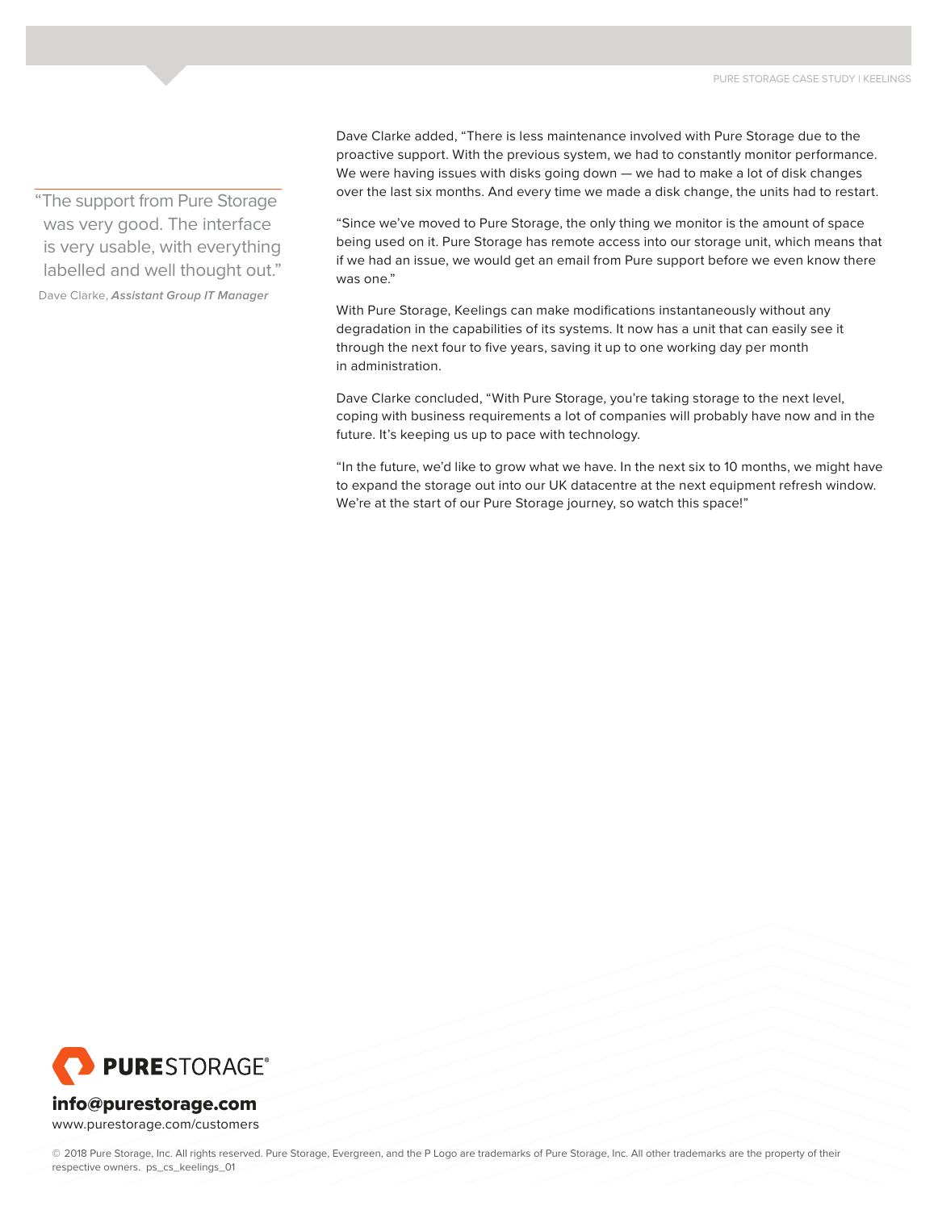> "The support from Pure Storage was very good. The interface is very usable, with everything labelled and well thought out."
>
> Dave Clarke, ***Assistant Group IT Manager***

Dave Clarke added, "There is less maintenance involved with Pure Storage due to the proactive support. With the previous system, we had to constantly monitor performance. We were having issues with disks going down — we had to make a lot of disk changes over the last six months. And every time we made a disk change, the units had to restart.

"Since we've moved to Pure Storage, the only thing we monitor is the amount of space being used on it. Pure Storage has remote access into our storage unit, which means that if we had an issue, we would get an email from Pure support before we even know there was one."

With Pure Storage, Keelings can make modifications instantaneously without any degradation in the capabilities of its systems. It now has a unit that can easily see it through the next four to five years, saving it up to one working day per month in administration.

Dave Clarke concluded, "With Pure Storage, you're taking storage to the next level, coping with business requirements a lot of companies will probably have now and in the future. It's keeping us up to pace with technology.

"In the future, we'd like to grow what we have. In the next six to 10 months, we might have to expand the storage out into our UK datacentre at the next equipment refresh window. We're at the start of our Pure Storage journey, so watch this space!"

PURESTORAGE®

**info@purestorage.com**

www.purestorage.com/customers

© 2018 Pure Storage, Inc. All rights reserved. Pure Storage, Evergreen, and the P Logo are trademarks of Pure Storage, Inc. All other trademarks are the property of their respective owners. ps_cs_keelings_01